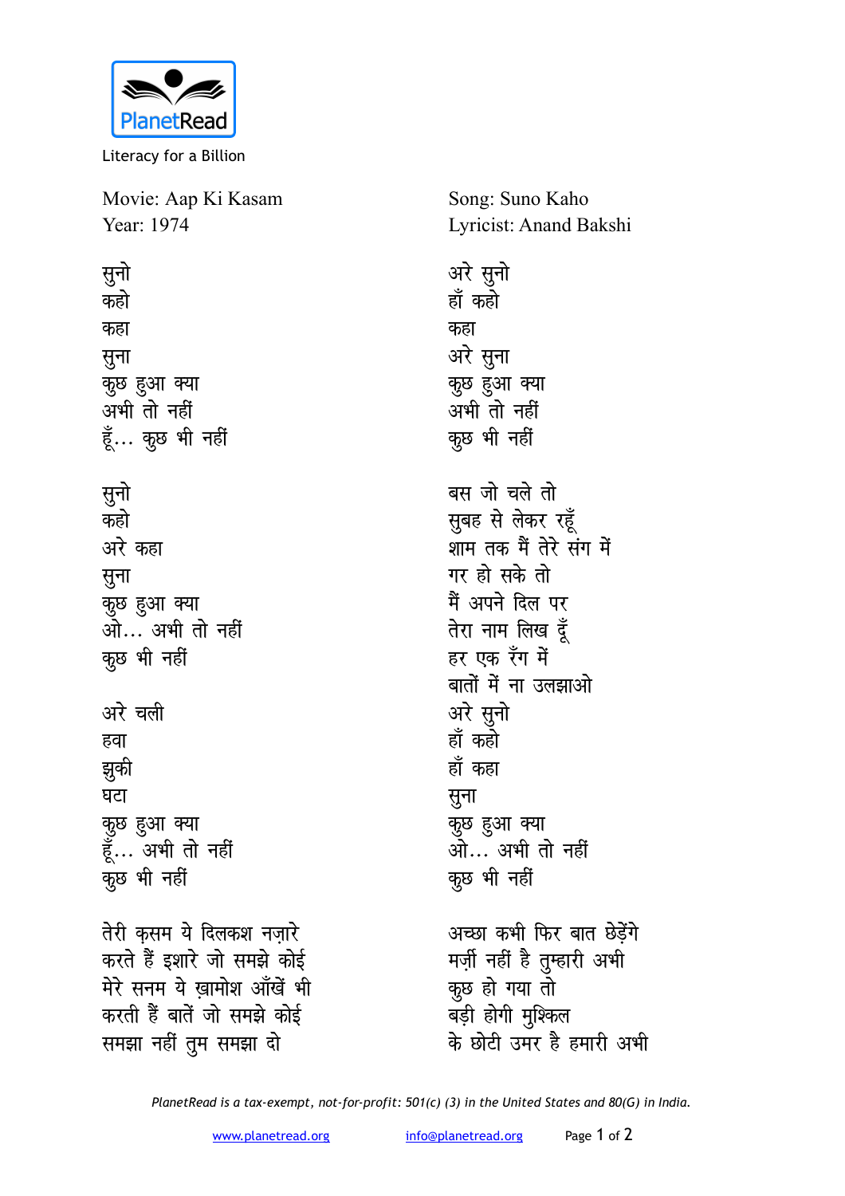PlanetRead

Literacy for a Billion

Movie: Aap Ki Kasam
Year: 1974

Song: Suno Kaho
Lyricist: Anand Bakshi

सुनो
कहो
कहा
सुना
कुछ हुआ क्या
अभी तो नहीं
हूँ... कुछ भी नहीं

सुनो
कहो
अरे कहा
सुना
कुछ हुआ क्या
ओ... अभी तो नहीं
कुछ भी नहीं

अरे चली
हवा
झुकी
घटा
कुछ हुआ क्या
हूँ... अभी तो नहीं
कुछ भी नहीं

तेरी क़सम ये दिलकश नज़ारे
करते हैं इशारे जो समझे कोई
मेरे सनम ये ख़ामोश आँखें भी
करती हैं बातें जो समझे कोई
समझा नहीं तुम समझा दो

अरे सुनो
हाँ कहो
कहा
अरे सुना
कुछ हुआ क्या
अभी तो नहीं
कुछ भी नहीं

बस जो चले तो
सुबह से लेकर रहूँ
शाम तक मैं तेरे संग में
गर हो सके तो
मैं अपने दिल पर
तेरा नाम लिख दूँ
हर एक रँग में
बातों में ना उलझाओ
अरे सुनो
हाँ कहो
हाँ कहा
सुना
कुछ हुआ क्या
ओ... अभी तो नहीं
कुछ भी नहीं

अच्छा कभी फिर बात छेड़ेंगे
मर्ज़ी नहीं है तुम्हारी अभी
कुछ हो गया तो
बड़ी होगी मुश्किल
के छोटी उमर है हमारी अभी

*PlanetRead is a tax-exempt, not-for-profit: 501(c) (3) in the United States and 80(G) in India.*

www.planetread.org info@planetread.org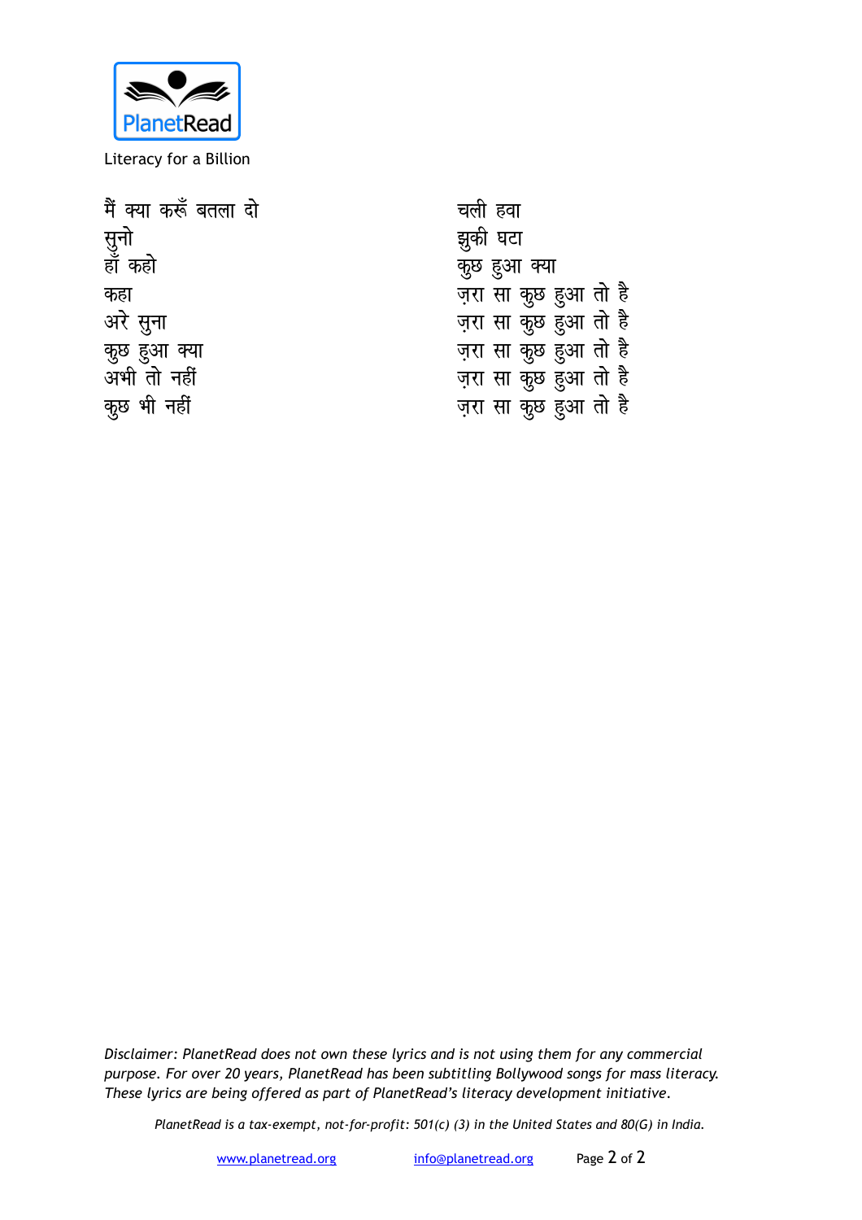PlanetRead

Literacy for a Billion

मैं क्या करूँ बतला दो
सुनो
हाँ कहो
कहा
अरे सुना
कुछ हुआ क्या
अभी तो नहीं
कुछ भी नहीं

चली हवा
झुकी घटा
कुछ हुआ क्या
ज़रा सा कुछ हुआ तो है
ज़रा सा कुछ हुआ तो है
ज़रा सा कुछ हुआ तो है
ज़रा सा कुछ हुआ तो है
ज़रा सा कुछ हुआ तो है

*Disclaimer: PlanetRead does not own these lyrics and is not using them for any commercial purpose. For over 20 years, PlanetRead has been subtitling Bollywood songs for mass literacy. These lyrics are being offered as part of PlanetRead's literacy development initiative.*

*PlanetRead is a tax-exempt, not-for-profit: 501(c) (3) in the United States and 80(G) in India.*

www.planetread.org info@planetread.org